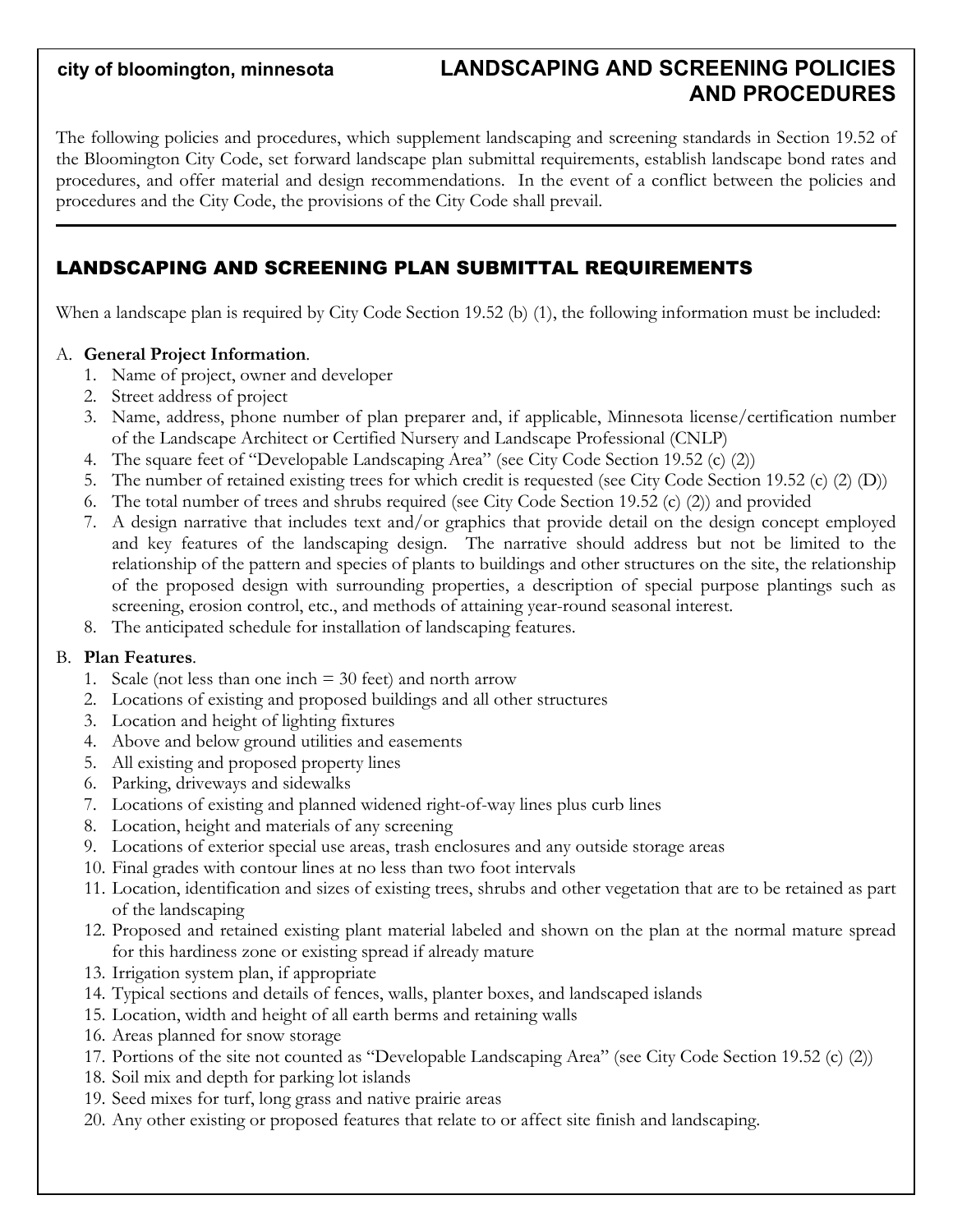**city of bloomington, minnesota**

# LANDSCAPING AND SCREENING POLICIES AND PROCEDURES

The following policies and procedures, which supplement landscaping and screening standards in Section 19.52 of the Bloomington City Code, set forward landscape plan submittal requirements, establish landscape bond rates and procedures, and offer material and design recommendations. In the event of a conflict between the policies and procedures and the City Code, the provisions of the City Code shall prevail.

## LANDSCAPING AND SCREENING PLAN SUBMITTAL REQUIREMENTS

When a landscape plan is required by City Code Section 19.52 (b) (1), the following information must be included:

A. **General Project Information**.
   1. Name of project, owner and developer
   2. Street address of project
   3. Name, address, phone number of plan preparer and, if applicable, Minnesota license/certification number of the Landscape Architect or Certified Nursery and Landscape Professional (CNLP)
   4. The square feet of "Developable Landscaping Area" (see City Code Section 19.52 (c) (2))
   5. The number of retained existing trees for which credit is requested (see City Code Section 19.52 (c) (2) (D))
   6. The total number of trees and shrubs required (see City Code Section 19.52 (c) (2)) and provided
   7. A design narrative that includes text and/or graphics that provide detail on the design concept employed and key features of the landscaping design. The narrative should address but not be limited to the relationship of the pattern and species of plants to buildings and other structures on the site, the relationship of the proposed design with surrounding properties, a description of special purpose plantings such as screening, erosion control, etc., and methods of attaining year-round seasonal interest.
   8. The anticipated schedule for installation of landscaping features.

B. **Plan Features**.
   1. Scale (not less than one inch = 30 feet) and north arrow
   2. Locations of existing and proposed buildings and all other structures
   3. Location and height of lighting fixtures
   4. Above and below ground utilities and easements
   5. All existing and proposed property lines
   6. Parking, driveways and sidewalks
   7. Locations of existing and planned widened right-of-way lines plus curb lines
   8. Location, height and materials of any screening
   9. Locations of exterior special use areas, trash enclosures and any outside storage areas
   10. Final grades with contour lines at no less than two foot intervals
   11. Location, identification and sizes of existing trees, shrubs and other vegetation that are to be retained as part of the landscaping
   12. Proposed and retained existing plant material labeled and shown on the plan at the normal mature spread for this hardiness zone or existing spread if already mature
   13. Irrigation system plan, if appropriate
   14. Typical sections and details of fences, walls, planter boxes, and landscaped islands
   15. Location, width and height of all earth berms and retaining walls
   16. Areas planned for snow storage
   17. Portions of the site not counted as "Developable Landscaping Area" (see City Code Section 19.52 (c) (2))
   18. Soil mix and depth for parking lot islands
   19. Seed mixes for turf, long grass and native prairie areas
   20. Any other existing or proposed features that relate to or affect site finish and landscaping.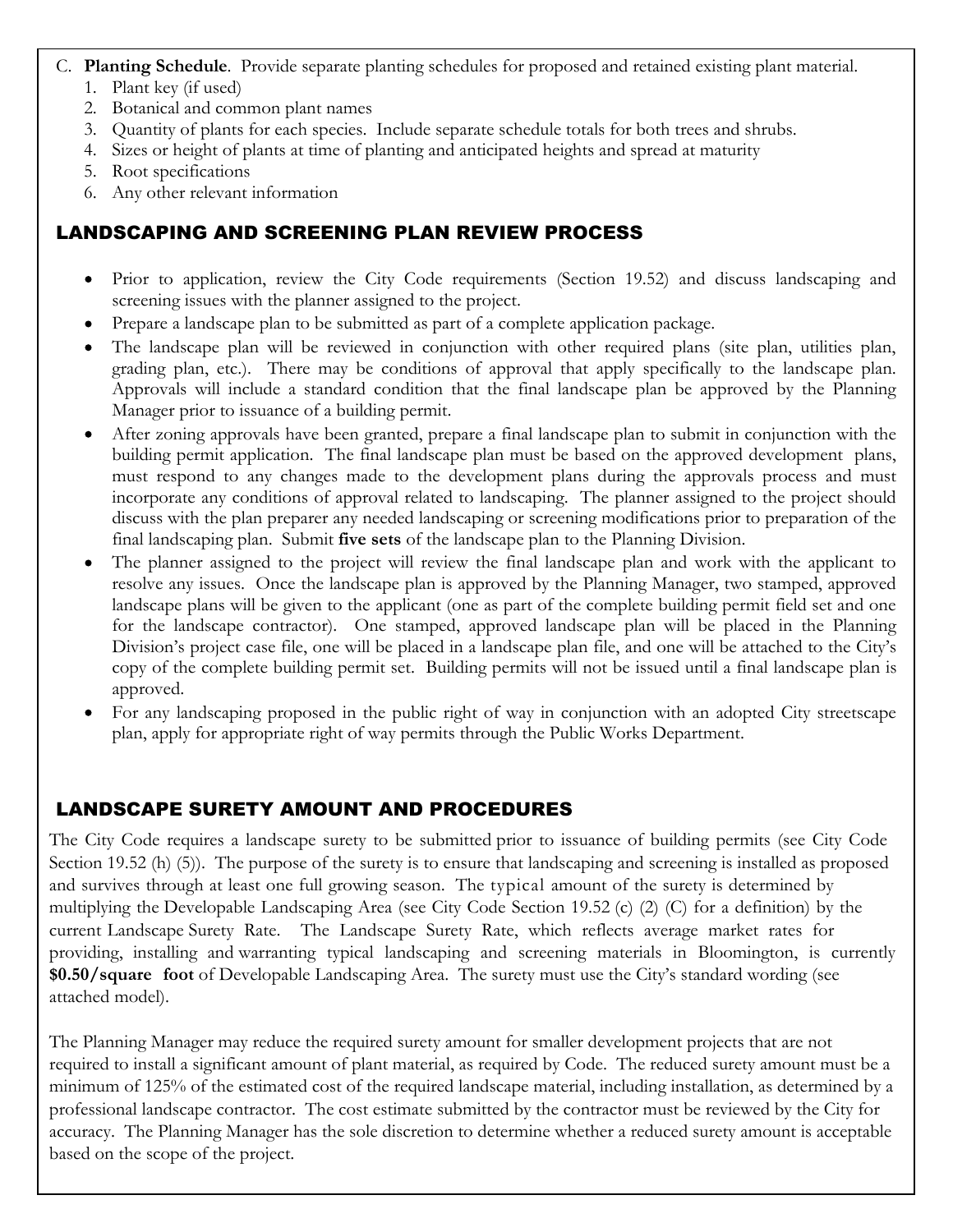C. **Planting Schedule**. Provide separate planting schedules for proposed and retained existing plant material.

1. Plant key (if used)
2. Botanical and common plant names
3. Quantity of plants for each species. Include separate schedule totals for both trees and shrubs.
4. Sizes or height of plants at time of planting and anticipated heights and spread at maturity
5. Root specifications
6. Any other relevant information

## LANDSCAPING AND SCREENING PLAN REVIEW PROCESS

- Prior to application, review the City Code requirements (Section 19.52) and discuss landscaping and screening issues with the planner assigned to the project.
- Prepare a landscape plan to be submitted as part of a complete application package.
- The landscape plan will be reviewed in conjunction with other required plans (site plan, utilities plan, grading plan, etc.). There may be conditions of approval that apply specifically to the landscape plan. Approvals will include a standard condition that the final landscape plan be approved by the Planning Manager prior to issuance of a building permit.
- After zoning approvals have been granted, prepare a final landscape plan to submit in conjunction with the building permit application. The final landscape plan must be based on the approved development plans, must respond to any changes made to the development plans during the approvals process and must incorporate any conditions of approval related to landscaping. The planner assigned to the project should discuss with the plan preparer any needed landscaping or screening modifications prior to preparation of the final landscaping plan. Submit **five sets** of the landscape plan to the Planning Division.
- The planner assigned to the project will review the final landscape plan and work with the applicant to resolve any issues. Once the landscape plan is approved by the Planning Manager, two stamped, approved landscape plans will be given to the applicant (one as part of the complete building permit field set and one for the landscape contractor). One stamped, approved landscape plan will be placed in the Planning Division's project case file, one will be placed in a landscape plan file, and one will be attached to the City's copy of the complete building permit set. Building permits will not be issued until a final landscape plan is approved.
- For any landscaping proposed in the public right of way in conjunction with an adopted City streetscape plan, apply for appropriate right of way permits through the Public Works Department.

## LANDSCAPE SURETY AMOUNT AND PROCEDURES

The City Code requires a landscape surety to be submitted prior to issuance of building permits (see City Code Section 19.52 (h) (5)). The purpose of the surety is to ensure that landscaping and screening is installed as proposed and survives through at least one full growing season. The typical amount of the surety is determined by multiplying the Developable Landscaping Area (see City Code Section 19.52 (c) (2) (C) for a definition) by the current Landscape Surety Rate. The Landscape Surety Rate, which reflects average market rates for providing, installing and warranting typical landscaping and screening materials in Bloomington, is currently **$0.50/square foot** of Developable Landscaping Area. The surety must use the City's standard wording (see attached model).

The Planning Manager may reduce the required surety amount for smaller development projects that are not required to install a significant amount of plant material, as required by Code. The reduced surety amount must be a minimum of 125% of the estimated cost of the required landscape material, including installation, as determined by a professional landscape contractor. The cost estimate submitted by the contractor must be reviewed by the City for accuracy. The Planning Manager has the sole discretion to determine whether a reduced surety amount is acceptable based on the scope of the project.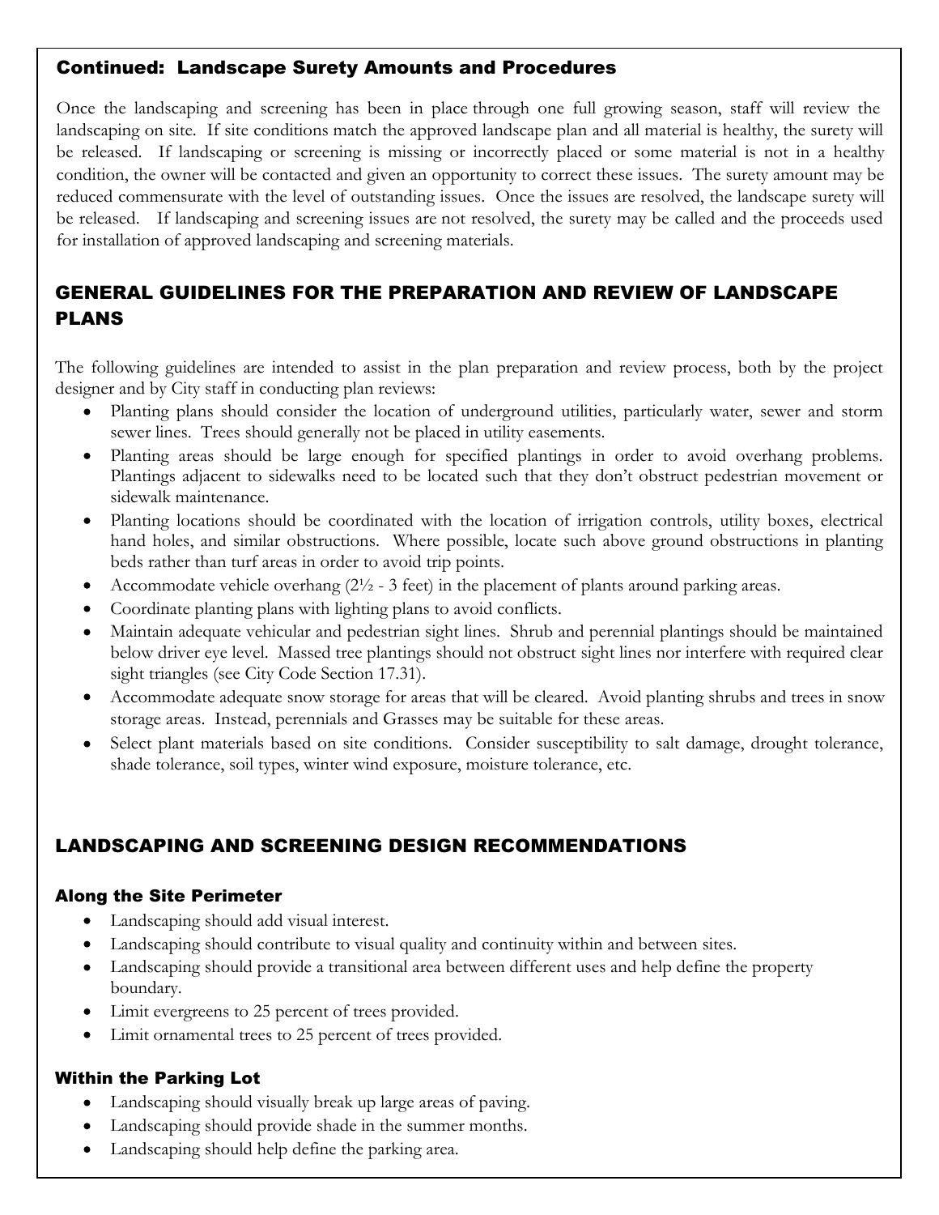## Continued: Landscape Surety Amounts and Procedures

Once the landscaping and screening has been in place through one full growing season, staff will review the landscaping on site. If site conditions match the approved landscape plan and all material is healthy, the surety will be released. If landscaping or screening is missing or incorrectly placed or some material is not in a healthy condition, the owner will be contacted and given an opportunity to correct these issues. The surety amount may be reduced commensurate with the level of outstanding issues. Once the issues are resolved, the landscape surety will be released. If landscaping and screening issues are not resolved, the surety may be called and the proceeds used for installation of approved landscaping and screening materials.

## GENERAL GUIDELINES FOR THE PREPARATION AND REVIEW OF LANDSCAPE PLANS

The following guidelines are intended to assist in the plan preparation and review process, both by the project designer and by City staff in conducting plan reviews:

- Planting plans should consider the location of underground utilities, particularly water, sewer and storm sewer lines. Trees should generally not be placed in utility easements.
- Planting areas should be large enough for specified plantings in order to avoid overhang problems. Plantings adjacent to sidewalks need to be located such that they don't obstruct pedestrian movement or sidewalk maintenance.
- Planting locations should be coordinated with the location of irrigation controls, utility boxes, electrical hand holes, and similar obstructions. Where possible, locate such above ground obstructions in planting beds rather than turf areas in order to avoid trip points.
- Accommodate vehicle overhang (2½ - 3 feet) in the placement of plants around parking areas.
- Coordinate planting plans with lighting plans to avoid conflicts.
- Maintain adequate vehicular and pedestrian sight lines. Shrub and perennial plantings should be maintained below driver eye level. Massed tree plantings should not obstruct sight lines nor interfere with required clear sight triangles (see City Code Section 17.31).
- Accommodate adequate snow storage for areas that will be cleared. Avoid planting shrubs and trees in snow storage areas. Instead, perennials and Grasses may be suitable for these areas.
- Select plant materials based on site conditions. Consider susceptibility to salt damage, drought tolerance, shade tolerance, soil types, winter wind exposure, moisture tolerance, etc.

## LANDSCAPING AND SCREENING DESIGN RECOMMENDATIONS

### Along the Site Perimeter

- Landscaping should add visual interest.
- Landscaping should contribute to visual quality and continuity within and between sites.
- Landscaping should provide a transitional area between different uses and help define the property boundary.
- Limit evergreens to 25 percent of trees provided.
- Limit ornamental trees to 25 percent of trees provided.

### Within the Parking Lot

- Landscaping should visually break up large areas of paving.
- Landscaping should provide shade in the summer months.
- Landscaping should help define the parking area.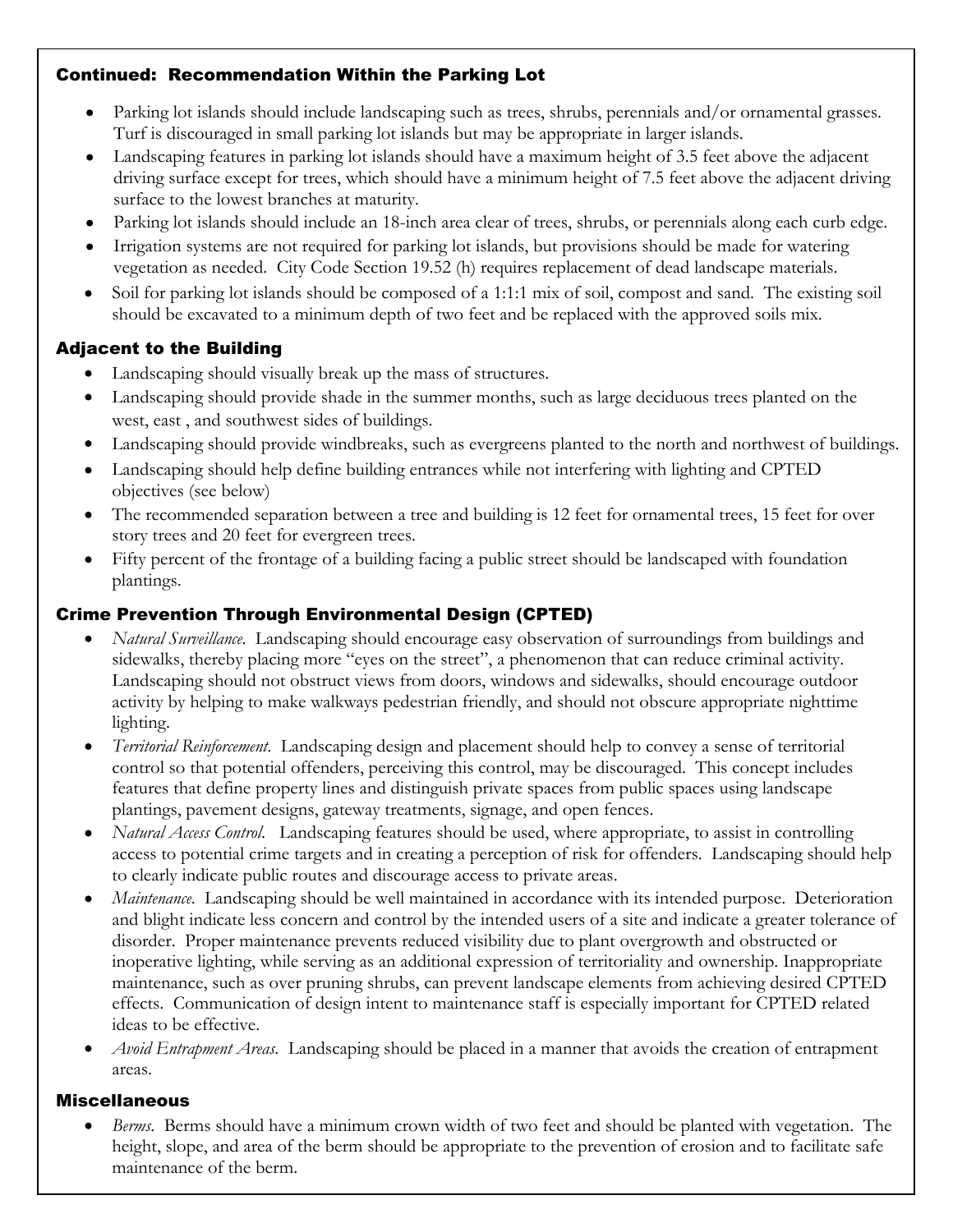### Continued: Recommendation Within the Parking Lot

- Parking lot islands should include landscaping such as trees, shrubs, perennials and/or ornamental grasses. Turf is discouraged in small parking lot islands but may be appropriate in larger islands.
- Landscaping features in parking lot islands should have a maximum height of 3.5 feet above the adjacent driving surface except for trees, which should have a minimum height of 7.5 feet above the adjacent driving surface to the lowest branches at maturity.
- Parking lot islands should include an 18-inch area clear of trees, shrubs, or perennials along each curb edge.
- Irrigation systems are not required for parking lot islands, but provisions should be made for watering vegetation as needed. City Code Section 19.52 (h) requires replacement of dead landscape materials.
- Soil for parking lot islands should be composed of a 1:1:1 mix of soil, compost and sand. The existing soil should be excavated to a minimum depth of two feet and be replaced with the approved soils mix.

### Adjacent to the Building

- Landscaping should visually break up the mass of structures.
- Landscaping should provide shade in the summer months, such as large deciduous trees planted on the west, east , and southwest sides of buildings.
- Landscaping should provide windbreaks, such as evergreens planted to the north and northwest of buildings.
- Landscaping should help define building entrances while not interfering with lighting and CPTED objectives (see below)
- The recommended separation between a tree and building is 12 feet for ornamental trees, 15 feet for over story trees and 20 feet for evergreen trees.
- Fifty percent of the frontage of a building facing a public street should be landscaped with foundation plantings.

### Crime Prevention Through Environmental Design (CPTED)

- *Natural Surveillance.* Landscaping should encourage easy observation of surroundings from buildings and sidewalks, thereby placing more "eyes on the street", a phenomenon that can reduce criminal activity. Landscaping should not obstruct views from doors, windows and sidewalks, should encourage outdoor activity by helping to make walkways pedestrian friendly, and should not obscure appropriate nighttime lighting.
- *Territorial Reinforcement.* Landscaping design and placement should help to convey a sense of territorial control so that potential offenders, perceiving this control, may be discouraged. This concept includes features that define property lines and distinguish private spaces from public spaces using landscape plantings, pavement designs, gateway treatments, signage, and open fences.
- *Natural Access Control.* Landscaping features should be used, where appropriate, to assist in controlling access to potential crime targets and in creating a perception of risk for offenders. Landscaping should help to clearly indicate public routes and discourage access to private areas.
- *Maintenance.* Landscaping should be well maintained in accordance with its intended purpose. Deterioration and blight indicate less concern and control by the intended users of a site and indicate a greater tolerance of disorder. Proper maintenance prevents reduced visibility due to plant overgrowth and obstructed or inoperative lighting, while serving as an additional expression of territoriality and ownership. Inappropriate maintenance, such as over pruning shrubs, can prevent landscape elements from achieving desired CPTED effects. Communication of design intent to maintenance staff is especially important for CPTED related ideas to be effective.
- *Avoid Entrapment Areas.* Landscaping should be placed in a manner that avoids the creation of entrapment areas.

### Miscellaneous

- *Berms.* Berms should have a minimum crown width of two feet and should be planted with vegetation. The height, slope, and area of the berm should be appropriate to the prevention of erosion and to facilitate safe maintenance of the berm.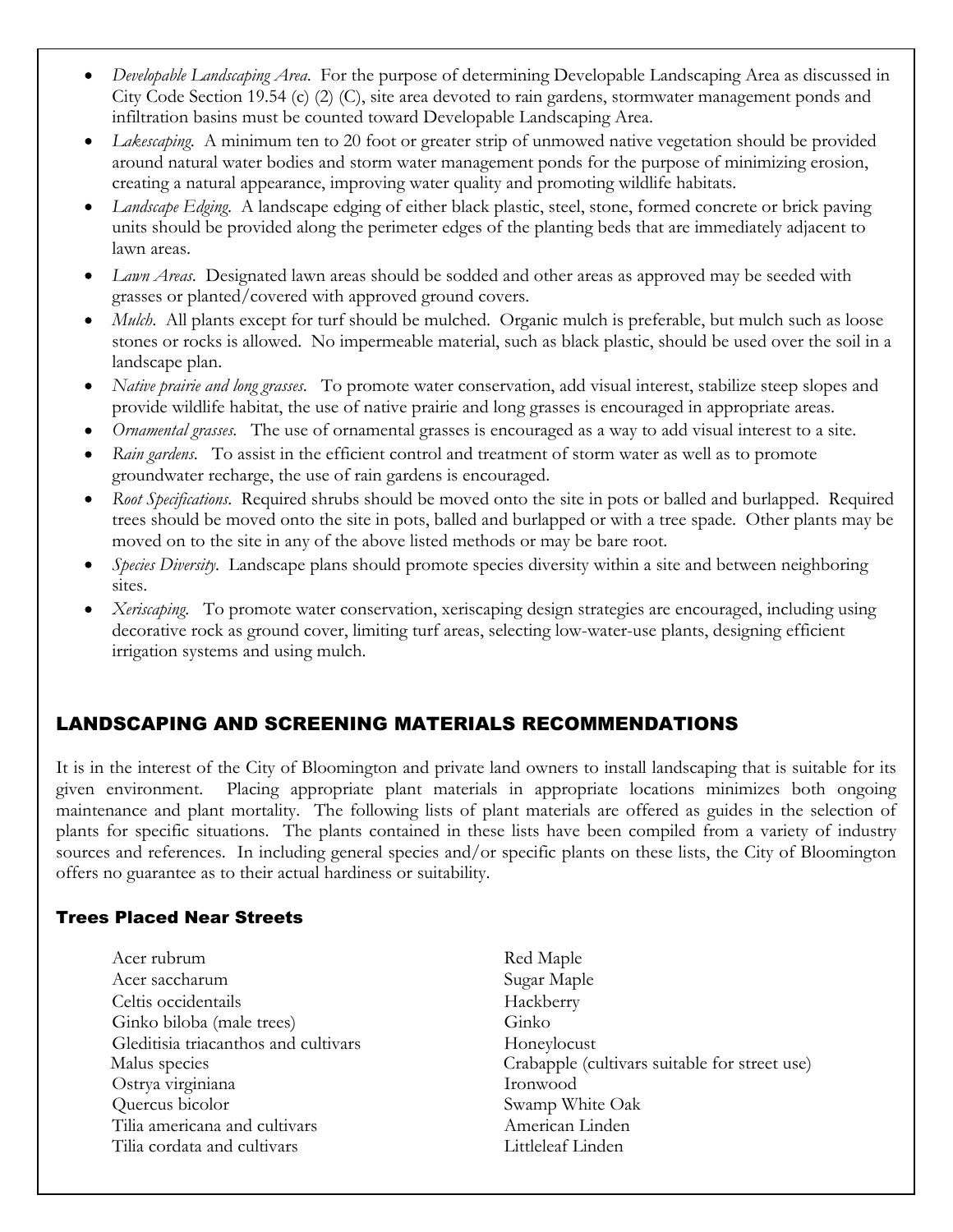- *Developable Landscaping Area*. For the purpose of determining Developable Landscaping Area as discussed in City Code Section 19.54 (c) (2) (C), site area devoted to rain gardens, stormwater management ponds and infiltration basins must be counted toward Developable Landscaping Area.
- *Lakescaping*. A minimum ten to 20 foot or greater strip of unmowed native vegetation should be provided around natural water bodies and storm water management ponds for the purpose of minimizing erosion, creating a natural appearance, improving water quality and promoting wildlife habitats.
- *Landscape Edging*. A landscape edging of either black plastic, steel, stone, formed concrete or brick paving units should be provided along the perimeter edges of the planting beds that are immediately adjacent to lawn areas.
- *Lawn Areas*. Designated lawn areas should be sodded and other areas as approved may be seeded with grasses or planted/covered with approved ground covers.
- *Mulch*. All plants except for turf should be mulched. Organic mulch is preferable, but mulch such as loose stones or rocks is allowed. No impermeable material, such as black plastic, should be used over the soil in a landscape plan.
- *Native prairie and long grasses*. To promote water conservation, add visual interest, stabilize steep slopes and provide wildlife habitat, the use of native prairie and long grasses is encouraged in appropriate areas.
- *Ornamental grasses*. The use of ornamental grasses is encouraged as a way to add visual interest to a site.
- *Rain gardens*. To assist in the efficient control and treatment of storm water as well as to promote groundwater recharge, the use of rain gardens is encouraged.
- *Root Specifications*. Required shrubs should be moved onto the site in pots or balled and burlapped. Required trees should be moved onto the site in pots, balled and burlapped or with a tree spade. Other plants may be moved on to the site in any of the above listed methods or may be bare root.
- *Species Diversity*. Landscape plans should promote species diversity within a site and between neighboring sites.
- *Xeriscaping*. To promote water conservation, xeriscaping design strategies are encouraged, including using decorative rock as ground cover, limiting turf areas, selecting low-water-use plants, designing efficient irrigation systems and using mulch.

## LANDSCAPING AND SCREENING MATERIALS RECOMMENDATIONS

It is in the interest of the City of Bloomington and private land owners to install landscaping that is suitable for its given environment. Placing appropriate plant materials in appropriate locations minimizes both ongoing maintenance and plant mortality. The following lists of plant materials are offered as guides in the selection of plants for specific situations. The plants contained in these lists have been compiled from a variety of industry sources and references. In including general species and/or specific plants on these lists, the City of Bloomington offers no guarantee as to their actual hardiness or suitability.

### Trees Placed Near Streets

| | |
|---|---|
| Acer rubrum | Red Maple |
| Acer saccharum | Sugar Maple |
| Celtis occidentails | Hackberry |
| Ginko biloba (male trees) | Ginko |
| Gleditisia triacanthos and cultivars | Honeylocust |
| Malus species | Crabapple (cultivars suitable for street use) |
| Ostrya virginiana | Ironwood |
| Quercus bicolor | Swamp White Oak |
| Tilia americana and cultivars | American Linden |
| Tilia cordata and cultivars | Littleleaf Linden |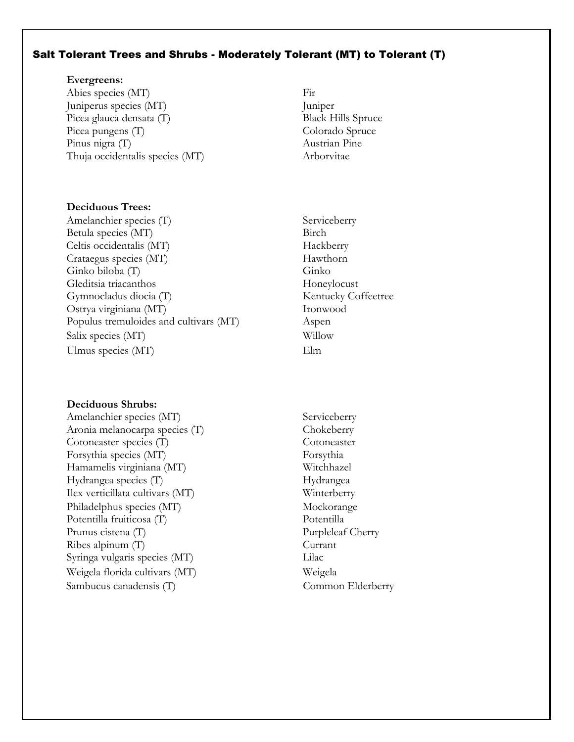## Salt Tolerant Trees and Shrubs - Moderately Tolerant (MT) to Tolerant (T)

**Evergreens:**

| | |
|---|---|
| Abies species (MT) | Fir |
| Juniperus species (MT) | Juniper |
| Picea glauca densata (T) | Black Hills Spruce |
| Picea pungens (T) | Colorado Spruce |
| Pinus nigra (T) | Austrian Pine |
| Thuja occidentalis species (MT) | Arborvitae |

**Deciduous Trees:**

| | |
|---|---|
| Amelanchier species (T) | Serviceberry |
| Betula species (MT) | Birch |
| Celtis occidentalis (MT) | Hackberry |
| Crataegus species (MT) | Hawthorn |
| Ginko biloba (T) | Ginko |
| Gleditsia triacanthos | Honeylocust |
| Gymnocladus diocia (T) | Kentucky Coffeetree |
| Ostrya virginiana (MT) | Ironwood |
| Populus tremuloides and cultivars (MT) | Aspen |
| Salix species (MT) | Willow |
| Ulmus species (MT) | Elm |

**Deciduous Shrubs:**

| | |
|---|---|
| Amelanchier species (MT) | Serviceberry |
| Aronia melanocarpa species (T) | Chokeberry |
| Cotoneaster species (T) | Cotoneaster |
| Forsythia species (MT) | Forsythia |
| Hamamelis virginiana (MT) | Witchhazel |
| Hydrangea species (T) | Hydrangea |
| Ilex verticillata cultivars (MT) | Winterberry |
| Philadelphus species (MT) | Mockorange |
| Potentilla fruiticosa (T) | Potentilla |
| Prunus cistena (T) | Purpleleaf Cherry |
| Ribes alpinum (T) | Currant |
| Syringa vulgaris species (MT) | Lilac |
| Weigela florida cultivars (MT) | Weigela |
| Sambucus canadensis (T) | Common Elderberry |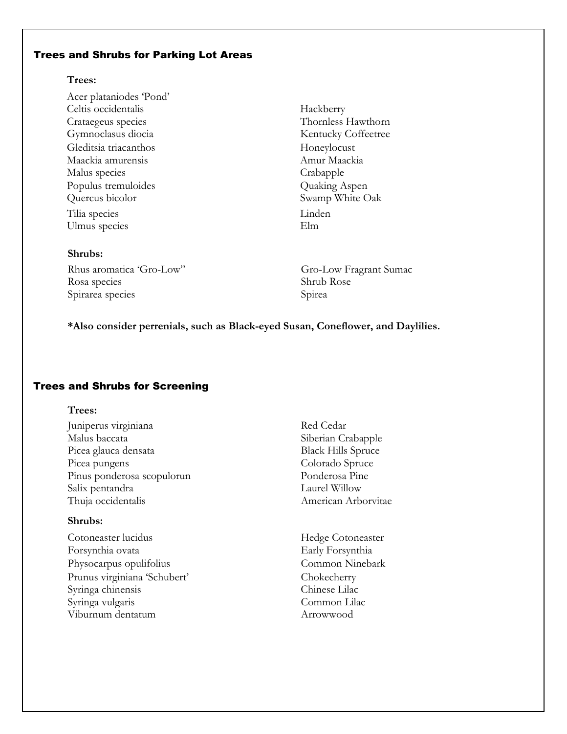## Trees and Shrubs for Parking Lot Areas

**Trees:**

| | |
|---|---|
| Acer plataniodes 'Pond' | |
| Celtis occidentalis | Hackberry |
| Crataegeus species | Thornless Hawthorn |
| Gymnoclasus diocia | Kentucky Coffeetree |
| Gleditsia triacanthos | Honeylocust |
| Maackia amurensis | Amur Maackia |
| Malus species | Crabapple |
| Populus tremuloides | Quaking Aspen |
| Quercus bicolor | Swamp White Oak |
| Tilia species | Linden |
| Ulmus species | Elm |

**Shrubs:**

| | |
|---|---|
| Rhus aromatica 'Gro-Low" | Gro-Low Fragrant Sumac |
| Rosa species | Shrub Rose |
| Spirarea species | Spirea |

**\*Also consider perrenials, such as Black-eyed Susan, Coneflower, and Daylilies.**

## Trees and Shrubs for Screening

**Trees:**

| | |
|---|---|
| Juniperus virginiana | Red Cedar |
| Malus baccata | Siberian Crabapple |
| Picea glauca densata | Black Hills Spruce |
| Picea pungens | Colorado Spruce |
| Pinus ponderosa scopulorun | Ponderosa Pine |
| Salix pentandra | Laurel Willow |
| Thuja occidentalis | American Arborvitae |

**Shrubs:**

| | |
|---|---|
| Cotoneaster lucidus | Hedge Cotoneaster |
| Forsynthia ovata | Early Forsynthia |
| Physocarpus opulifolius | Common Ninebark |
| Prunus virginiana 'Schubert' | Chokecherry |
| Syringa chinensis | Chinese Lilac |
| Syringa vulgaris | Common Lilac |
| Viburnum dentatum | Arrowwood |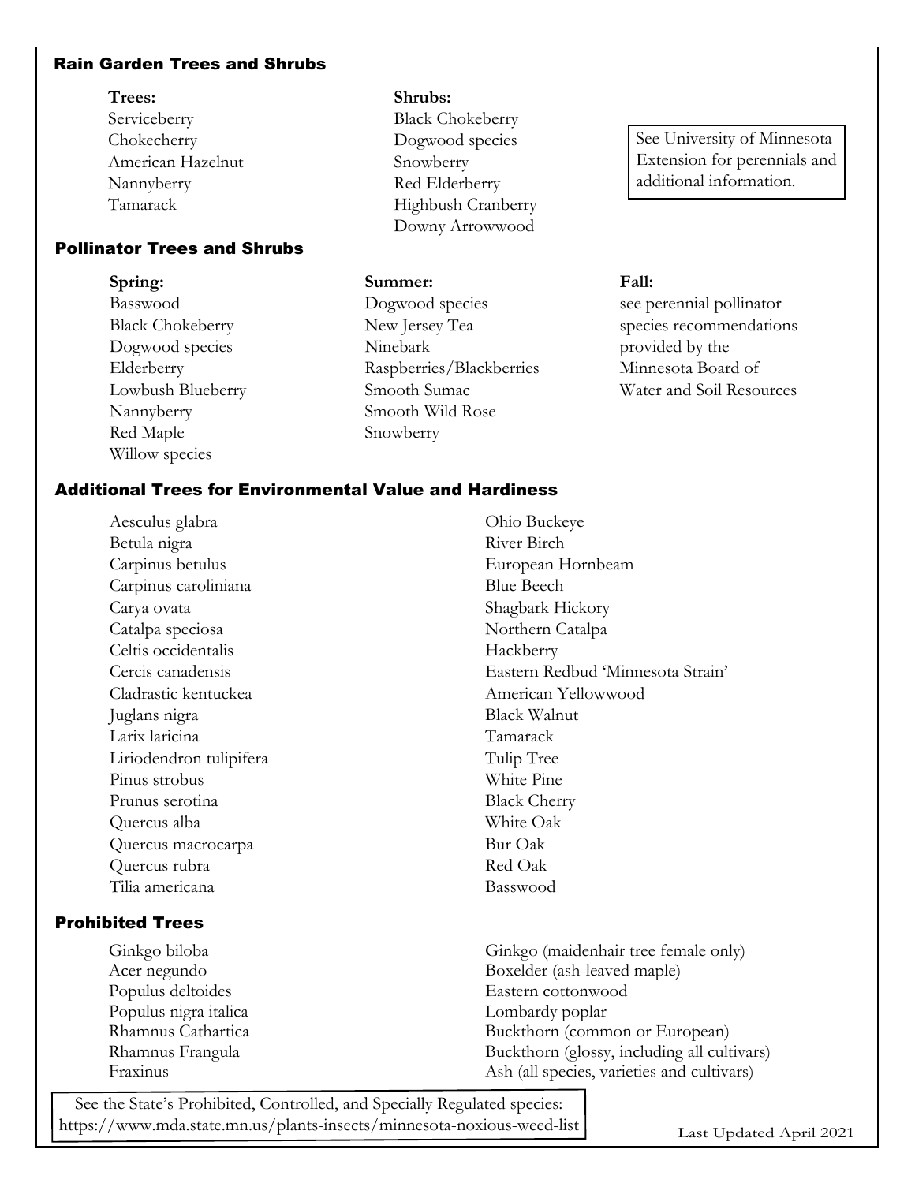## Rain Garden Trees and Shrubs

**Trees:**
Serviceberry
Chokecherry
American Hazelnut
Nannyberry
Tamarack

**Shrubs:**
Black Chokeberry
Dogwood species
Snowberry
Red Elderberry
Highbush Cranberry
Downy Arrowwood

See University of Minnesota Extension for perennials and additional information.

## Pollinator Trees and Shrubs

**Spring:**
Basswood
Black Chokeberry
Dogwood species
Elderberry
Lowbush Blueberry
Nannyberry
Red Maple
Willow species

**Summer:**
Dogwood species
New Jersey Tea
Ninebark
Raspberries/Blackberries
Smooth Sumac
Smooth Wild Rose
Snowberry

**Fall:**
see perennial pollinator species recommendations provided by the Minnesota Board of Water and Soil Resources

## Additional Trees for Environmental Value and Hardiness

| | |
|---|---|
| Aesculus glabra | Ohio Buckeye |
| Betula nigra | River Birch |
| Carpinus betulus | European Hornbeam |
| Carpinus caroliniana | Blue Beech |
| Carya ovata | Shagbark Hickory |
| Catalpa speciosa | Northern Catalpa |
| Celtis occidentalis | Hackberry |
| Cercis canadensis | Eastern Redbud 'Minnesota Strain' |
| Cladrastic kentuckea | American Yellowwood |
| Juglans nigra | Black Walnut |
| Larix laricina | Tamarack |
| Liriodendron tulipifera | Tulip Tree |
| Pinus strobus | White Pine |
| Prunus serotina | Black Cherry |
| Quercus alba | White Oak |
| Quercus macrocarpa | Bur Oak |
| Quercus rubra | Red Oak |
| Tilia americana | Basswood |

## Prohibited Trees

| | |
|---|---|
| Ginkgo biloba | Ginkgo (maidenhair tree female only) |
| Acer negundo | Boxelder (ash-leaved maple) |
| Populus deltoides | Eastern cottonwood |
| Populus nigra italica | Lombardy poplar |
| Rhamnus Cathartica | Buckthorn (common or European) |
| Rhamnus Frangula | Buckthorn (glossy, including all cultivars) |
| Fraxinus | Ash (all species, varieties and cultivars) |

See the State's Prohibited, Controlled, and Specially Regulated species: https://www.mda.state.mn.us/plants-insects/minnesota-noxious-weed-list

Last Updated April 2021